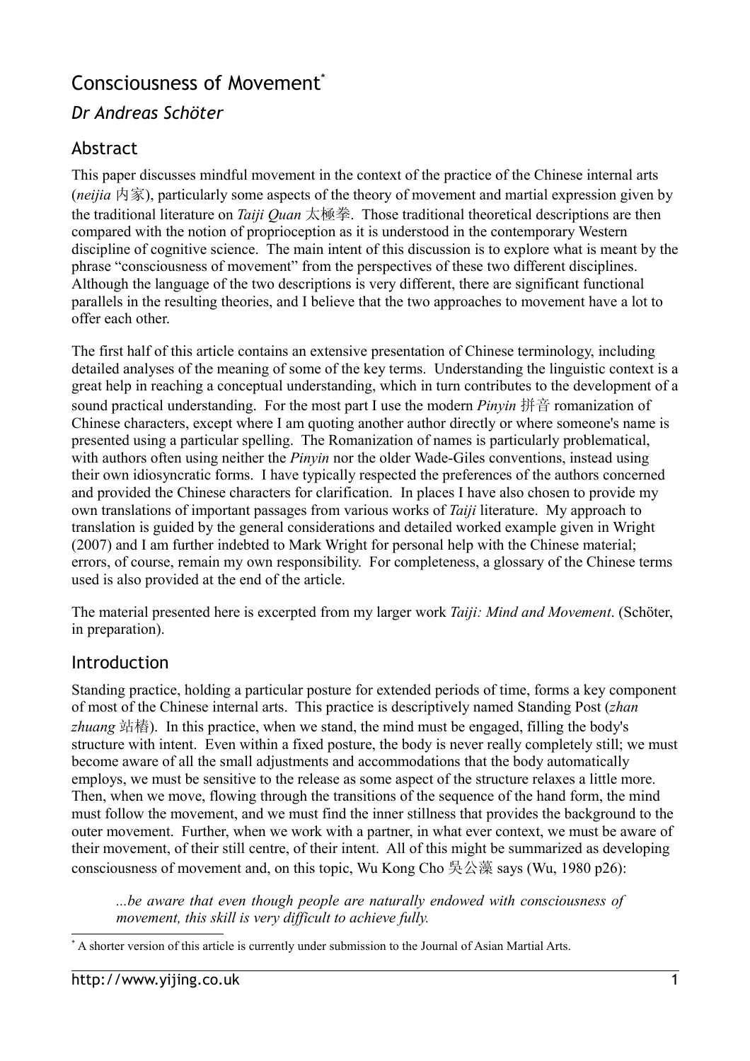# Consciousness of Movement*

## *Dr Andreas Schöter*

## Abstract

This paper discusses mindful movement in the context of the practice of the Chinese internal arts (*neijia* 内家), particularly some aspects of the theory of movement and martial expression given by the traditional literature on *Taiji Quan* 太極拳. Those traditional theoretical descriptions are then compared with the notion of proprioception as it is understood in the contemporary Western discipline of cognitive science. The main intent of this discussion is to explore what is meant by the phrase "consciousness of movement" from the perspectives of these two different disciplines. Although the language of the two descriptions is very different, there are significant functional parallels in the resulting theories, and I believe that the two approaches to movement have a lot to offer each other.

The first half of this article contains an extensive presentation of Chinese terminology, including detailed analyses of the meaning of some of the key terms. Understanding the linguistic context is a great help in reaching a conceptual understanding, which in turn contributes to the development of a sound practical understanding. For the most part I use the modern *Pinyin* 拼音 romanization of Chinese characters, except where I am quoting another author directly or where someone's name is presented using a particular spelling. The Romanization of names is particularly problematical, with authors often using neither the *Pinyin* nor the older Wade-Giles conventions, instead using their own idiosyncratic forms. I have typically respected the preferences of the authors concerned and provided the Chinese characters for clarification. In places I have also chosen to provide my own translations of important passages from various works of *Taiji* literature. My approach to translation is guided by the general considerations and detailed worked example given in Wright (2007) and I am further indebted to Mark Wright for personal help with the Chinese material; errors, of course, remain my own responsibility. For completeness, a glossary of the Chinese terms used is also provided at the end of the article.

The material presented here is excerpted from my larger work *Taiji: Mind and Movement*. (Schöter, in preparation).

## Introduction

Standing practice, holding a particular posture for extended periods of time, forms a key component of most of the Chinese internal arts. This practice is descriptively named Standing Post (*zhan zhuang* 站樁). In this practice, when we stand, the mind must be engaged, filling the body's structure with intent. Even within a fixed posture, the body is never really completely still; we must become aware of all the small adjustments and accommodations that the body automatically employs, we must be sensitive to the release as some aspect of the structure relaxes a little more. Then, when we move, flowing through the transitions of the sequence of the hand form, the mind must follow the movement, and we must find the inner stillness that provides the background to the outer movement. Further, when we work with a partner, in what ever context, we must be aware of their movement, of their still centre, of their intent. All of this might be summarized as developing consciousness of movement and, on this topic, Wu Kong Cho 吳公藻 says (Wu, 1980 p26):

> *...be aware that even though people are naturally endowed with consciousness of movement, this skill is very difficult to achieve fully.*

---

* A shorter version of this article is currently under submission to the Journal of Asian Martial Arts.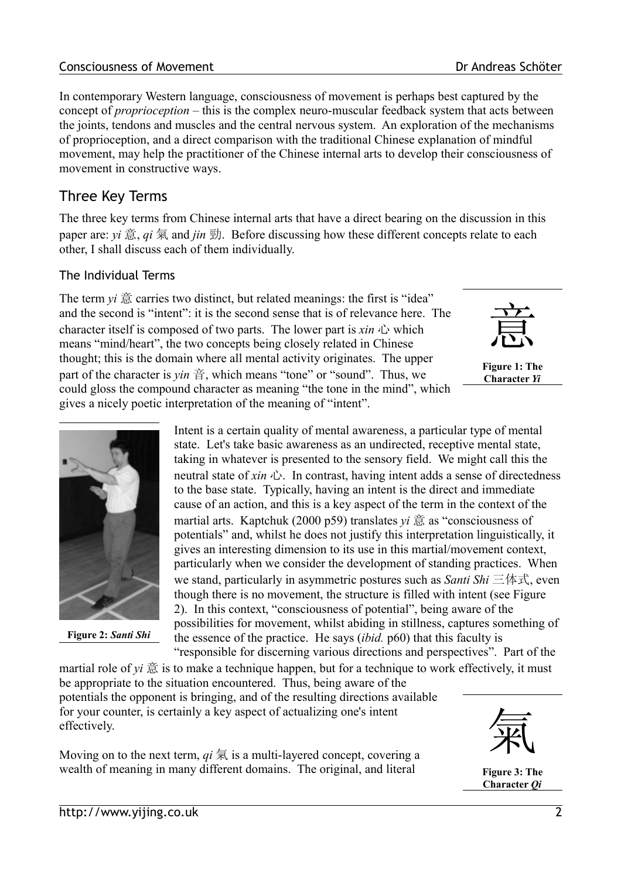In contemporary Western language, consciousness of movement is perhaps best captured by the concept of *proprioception* – this is the complex neuro-muscular feedback system that acts between the joints, tendons and muscles and the central nervous system. An exploration of the mechanisms of proprioception, and a direct comparison with the traditional Chinese explanation of mindful movement, may help the practitioner of the Chinese internal arts to develop their consciousness of movement in constructive ways.

## Three Key Terms

The three key terms from Chinese internal arts that have a direct bearing on the discussion in this paper are: *yi* 意, *qi* 氣 and *jin* 勁. Before discussing how these different concepts relate to each other, I shall discuss each of them individually.

### The Individual Terms

The term *yi* 意 carries two distinct, but related meanings: the first is "idea" and the second is "intent": it is the second sense that is of relevance here. The character itself is composed of two parts. The lower part is *xin* 心 which means "mind/heart", the two concepts being closely related in Chinese thought; this is the domain where all mental activity originates. The upper part of the character is *yin* 音, which means "tone" or "sound". Thus, we could gloss the compound character as meaning "the tone in the mind", which gives a nicely poetic interpretation of the meaning of "intent".

意

**Figure 1: The Character *Yi***

Intent is a certain quality of mental awareness, a particular type of mental state. Let's take basic awareness as an undirected, receptive mental state, taking in whatever is presented to the sensory field. We might call this the neutral state of *xin* 心. In contrast, having intent adds a sense of directedness to the base state. Typically, having an intent is the direct and immediate cause of an action, and this is a key aspect of the term in the context of the martial arts. Kaptchuk (2000 p59) translates *yi* 意 as "consciousness of potentials" and, whilst he does not justify this interpretation linguistically, it gives an interesting dimension to its use in this martial/movement context, particularly when we consider the development of standing practices. When we stand, particularly in asymmetric postures such as *Santi Shi* 三体式, even though there is no movement, the structure is filled with intent (see Figure 2). In this context, "consciousness of potential", being aware of the possibilities for movement, whilst abiding in stillness, captures something of the essence of the practice. He says (*ibid.* p60) that this faculty is "responsible for discerning various directions and perspectives". Part of the martial role of *yi* 意 is to make a technique happen, but for a technique to work effectively, it must be appropriate to the situation encountered. Thus, being aware of the potentials the opponent is bringing, and of the resulting directions available for your counter, is certainly a key aspect of actualizing one's intent effectively.

**Figure 2: *Santi Shi***

Moving on to the next term, *qi* 氣 is a multi-layered concept, covering a wealth of meaning in many different domains. The original, and literal

氣

**Figure 3: The Character *Qi***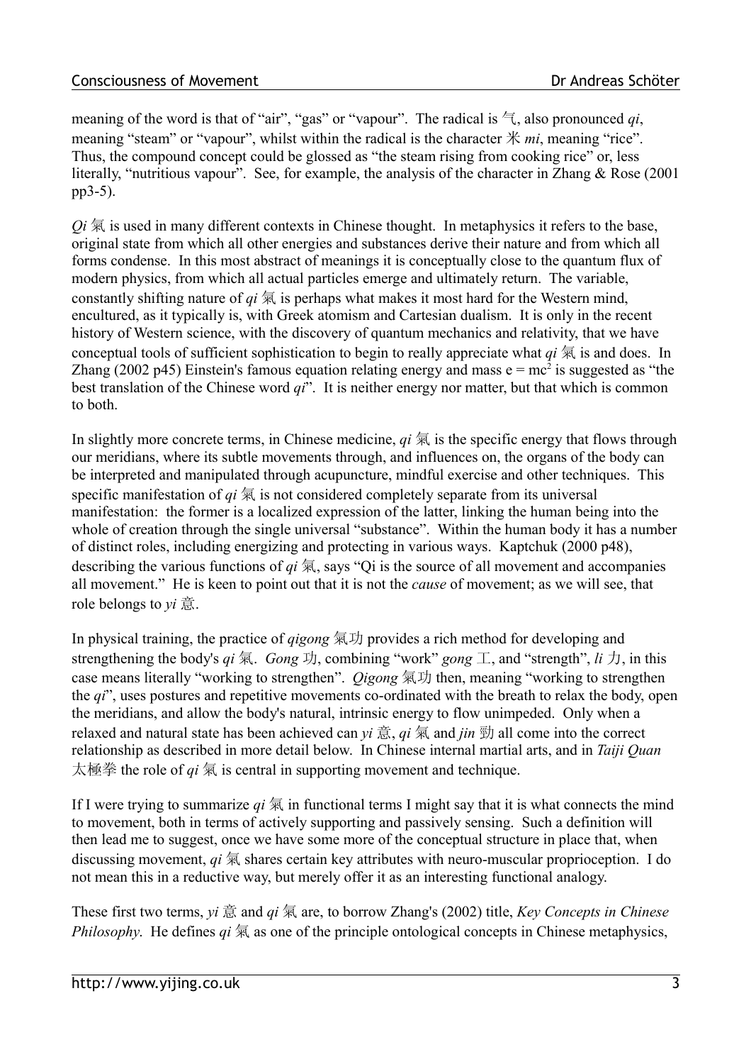meaning of the word is that of "air", "gas" or "vapour". The radical is 气, also pronounced *qi*, meaning "steam" or "vapour", whilst within the radical is the character 米 *mi*, meaning "rice". Thus, the compound concept could be glossed as "the steam rising from cooking rice" or, less literally, "nutritious vapour". See, for example, the analysis of the character in Zhang & Rose (2001 pp3-5).

*Qi* 氣 is used in many different contexts in Chinese thought. In metaphysics it refers to the base, original state from which all other energies and substances derive their nature and from which all forms condense. In this most abstract of meanings it is conceptually close to the quantum flux of modern physics, from which all actual particles emerge and ultimately return. The variable, constantly shifting nature of *qi* 氣 is perhaps what makes it most hard for the Western mind, encultured, as it typically is, with Greek atomism and Cartesian dualism. It is only in the recent history of Western science, with the discovery of quantum mechanics and relativity, that we have conceptual tools of sufficient sophistication to begin to really appreciate what *qi* 氣 is and does. In Zhang (2002 p45) Einstein's famous equation relating energy and mass $e = mc^2$ is suggested as "the best translation of the Chinese word *qi*". It is neither energy nor matter, but that which is common to both.

In slightly more concrete terms, in Chinese medicine, *qi* 氣 is the specific energy that flows through our meridians, where its subtle movements through, and influences on, the organs of the body can be interpreted and manipulated through acupuncture, mindful exercise and other techniques. This specific manifestation of *qi* 氣 is not considered completely separate from its universal manifestation: the former is a localized expression of the latter, linking the human being into the whole of creation through the single universal "substance". Within the human body it has a number of distinct roles, including energizing and protecting in various ways. Kaptchuk (2000 p48), describing the various functions of *qi* 氣, says "Qi is the source of all movement and accompanies all movement." He is keen to point out that it is not the *cause* of movement; as we will see, that role belongs to *yi* 意.

In physical training, the practice of *qigong* 氣功 provides a rich method for developing and strengthening the body's *qi* 氣. *Gong* 功, combining "work" *gong* 工, and "strength", *li* 力, in this case means literally "working to strengthen". *Qigong* 氣功 then, meaning "working to strengthen the *qi*", uses postures and repetitive movements co-ordinated with the breath to relax the body, open the meridians, and allow the body's natural, intrinsic energy to flow unimpeded. Only when a relaxed and natural state has been achieved can *yi* 意, *qi* 氣 and *jin* 勁 all come into the correct relationship as described in more detail below. In Chinese internal martial arts, and in *Taiji Quan* 太極拳 the role of *qi* 氣 is central in supporting movement and technique.

If I were trying to summarize *qi* 氣 in functional terms I might say that it is what connects the mind to movement, both in terms of actively supporting and passively sensing. Such a definition will then lead me to suggest, once we have some more of the conceptual structure in place that, when discussing movement, *qi* 氣 shares certain key attributes with neuro-muscular proprioception. I do not mean this in a reductive way, but merely offer it as an interesting functional analogy.

These first two terms, *yi* 意 and *qi* 氣 are, to borrow Zhang's (2002) title, *Key Concepts in Chinese Philosophy*. He defines *qi* 氣 as one of the principle ontological concepts in Chinese metaphysics,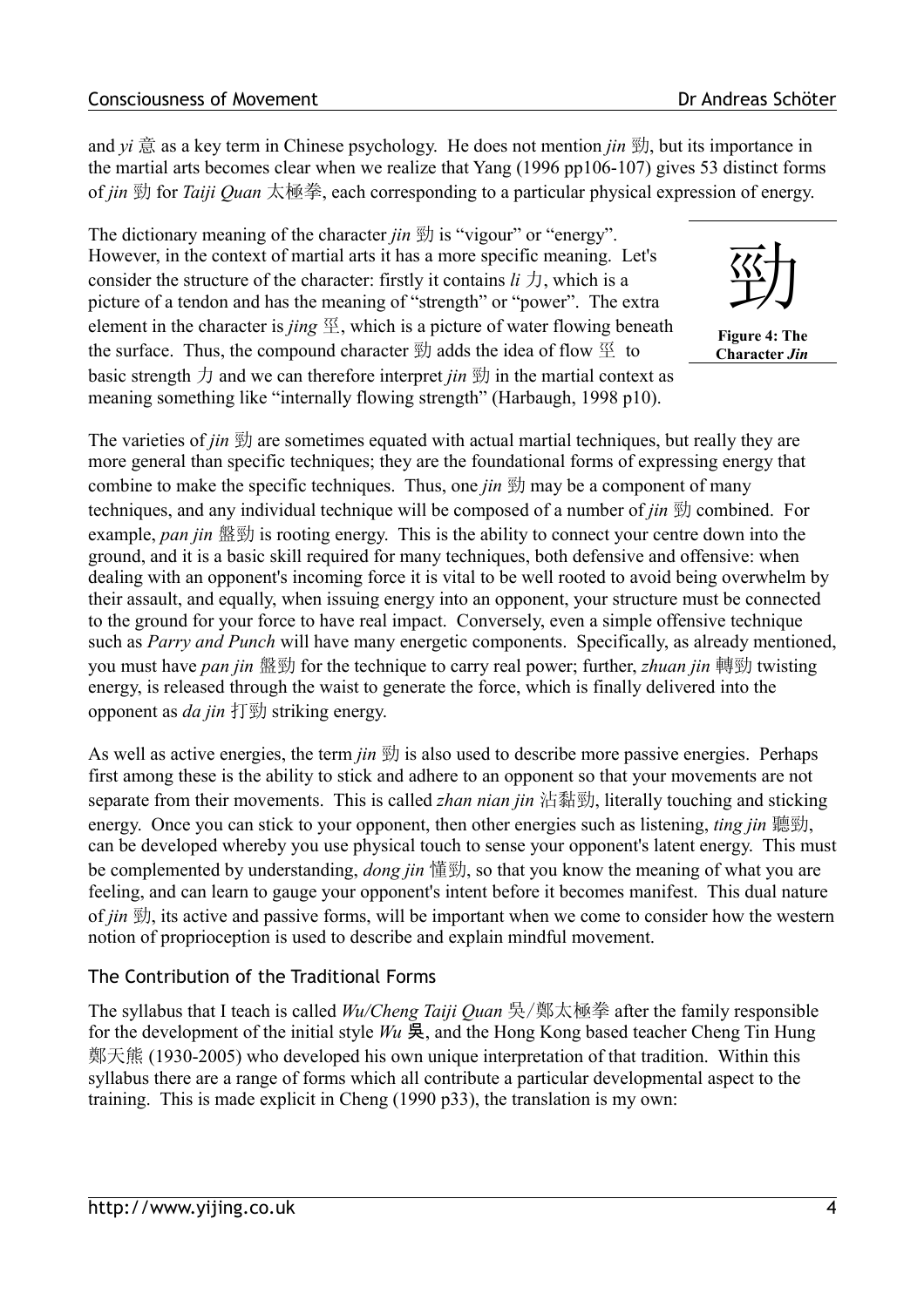and *yi* 意 as a key term in Chinese psychology. He does not mention *jin* 勁, but its importance in the martial arts becomes clear when we realize that Yang (1996 pp106-107) gives 53 distinct forms of *jin* 勁 for *Taiji Quan* 太極拳, each corresponding to a particular physical expression of energy.

The dictionary meaning of the character *jin* 勁 is "vigour" or "energy". However, in the context of martial arts it has a more specific meaning. Let's consider the structure of the character: firstly it contains *li* 力, which is a picture of a tendon and has the meaning of "strength" or "power". The extra element in the character is *jing* 巠, which is a picture of water flowing beneath the surface. Thus, the compound character 勁 adds the idea of flow 巠 to basic strength 力 and we can therefore interpret *jin* 勁 in the martial context as meaning something like "internally flowing strength" (Harbaugh, 1998 p10).

勁

**Figure 4: The Character *Jin***

The varieties of *jin* 勁 are sometimes equated with actual martial techniques, but really they are more general than specific techniques; they are the foundational forms of expressing energy that combine to make the specific techniques. Thus, one *jin* 勁 may be a component of many techniques, and any individual technique will be composed of a number of *jin* 勁 combined. For example, *pan jin* 盤勁 is rooting energy. This is the ability to connect your centre down into the ground, and it is a basic skill required for many techniques, both defensive and offensive: when dealing with an opponent's incoming force it is vital to be well rooted to avoid being overwhelm by their assault, and equally, when issuing energy into an opponent, your structure must be connected to the ground for your force to have real impact. Conversely, even a simple offensive technique such as *Parry and Punch* will have many energetic components. Specifically, as already mentioned, you must have *pan jin* 盤勁 for the technique to carry real power; further, *zhuan jin* 轉勁 twisting energy, is released through the waist to generate the force, which is finally delivered into the opponent as *da jin* 打勁 striking energy.

As well as active energies, the term *jin* 勁 is also used to describe more passive energies. Perhaps first among these is the ability to stick and adhere to an opponent so that your movements are not separate from their movements. This is called *zhan nian jin* 沾黏勁, literally touching and sticking energy. Once you can stick to your opponent, then other energies such as listening, *ting jin* 聽勁, can be developed whereby you use physical touch to sense your opponent's latent energy. This must be complemented by understanding, *dong jin* 懂勁, so that you know the meaning of what you are feeling, and can learn to gauge your opponent's intent before it becomes manifest. This dual nature of *jin* 勁, its active and passive forms, will be important when we come to consider how the western notion of proprioception is used to describe and explain mindful movement.

## The Contribution of the Traditional Forms

The syllabus that I teach is called *Wu/Cheng Taiji Quan* 吳/鄭太極拳 after the family responsible for the development of the initial style *Wu* 吳, and the Hong Kong based teacher Cheng Tin Hung 鄭天熊 (1930-2005) who developed his own unique interpretation of that tradition. Within this syllabus there are a range of forms which all contribute a particular developmental aspect to the training. This is made explicit in Cheng (1990 p33), the translation is my own: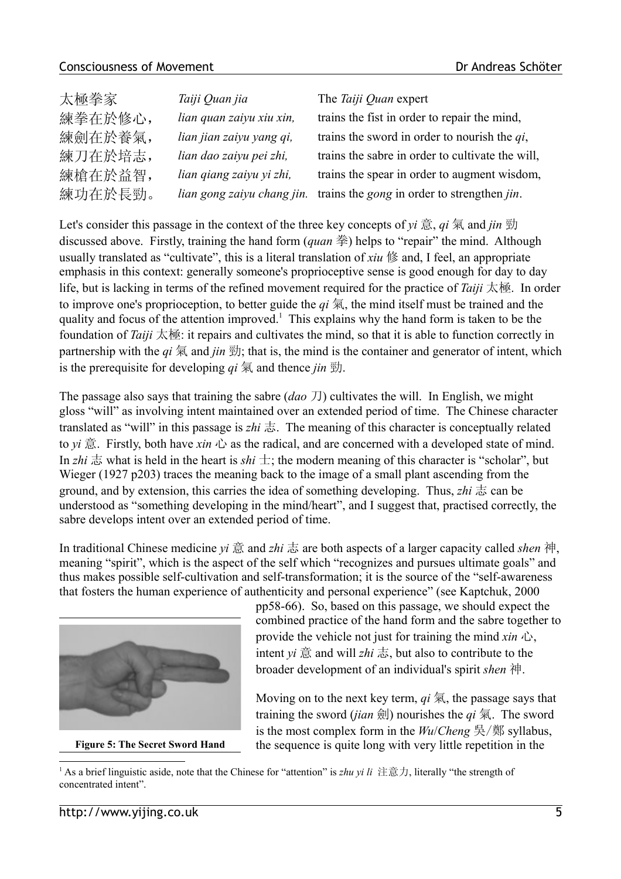| 太極拳家 | *Taiji Quan jia* | The *Taiji Quan* expert |
|---|---|---|
| 練拳在於修心， | *lian quan zaiyu xiu xin,* | trains the fist in order to repair the mind, |
| 練劍在於養氣， | *lian jian zaiyu yang qi,* | trains the sword in order to nourish the *qi*, |
| 練刀在於培志， | *lian dao zaiyu pei zhi,* | trains the sabre in order to cultivate the will, |
| 練槍在於益智， | *lian qiang zaiyu yi zhi,* | trains the spear in order to augment wisdom, |
| 練功在於長勁。 | *lian gong zaiyu chang jin.* | trains the *gong* in order to strengthen *jin*. |

Let's consider this passage in the context of the three key concepts of *yi* 意, *qi* 氣 and *jin* 勁 discussed above. Firstly, training the hand form (*quan* 拳) helps to "repair" the mind. Although usually translated as "cultivate", this is a literal translation of *xiu* 修 and, I feel, an appropriate emphasis in this context: generally someone's proprioceptive sense is good enough for day to day life, but is lacking in terms of the refined movement required for the practice of *Taiji* 太極. In order to improve one's proprioception, to better guide the *qi* 氣, the mind itself must be trained and the quality and focus of the attention improved.[1] This explains why the hand form is taken to be the foundation of *Taiji* 太極: it repairs and cultivates the mind, so that it is able to function correctly in partnership with the *qi* 氣 and *jin* 勁; that is, the mind is the container and generator of intent, which is the prerequisite for developing *qi* 氣 and thence *jin* 勁.

The passage also says that training the sabre (*dao* 刀) cultivates the will. In English, we might gloss "will" as involving intent maintained over an extended period of time. The Chinese character translated as "will" in this passage is *zhi* 志. The meaning of this character is conceptually related to *yi* 意. Firstly, both have *xin* 心 as the radical, and are concerned with a developed state of mind. In *zhi* 志 what is held in the heart is *shi* 士; the modern meaning of this character is "scholar", but Wieger (1927 p203) traces the meaning back to the image of a small plant ascending from the ground, and by extension, this carries the idea of something developing. Thus, *zhi* 志 can be understood as "something developing in the mind/heart", and I suggest that, practised correctly, the sabre develops intent over an extended period of time.

In traditional Chinese medicine *yi* 意 and *zhi* 志 are both aspects of a larger capacity called *shen* 神, meaning "spirit", which is the aspect of the self which "recognizes and pursues ultimate goals" and thus makes possible self-cultivation and self-transformation; it is the source of the "self-awareness that fosters the human experience of authenticity and personal experience" (see Kaptchuk, 2000 pp58-66). So, based on this passage, we should expect the combined practice of the hand form and the sabre together to provide the vehicle not just for training the mind *xin* 心, intent *yi* 意 and will *zhi* 志, but also to contribute to the broader development of an individual's spirit *shen* 神.

**Figure 5: The Secret Sword Hand**

Moving on to the next key term, *qi* 氣, the passage says that training the sword (*jian* 劍) nourishes the *qi* 氣. The sword is the most complex form in the *Wu*/*Cheng* 吳/鄭 syllabus, the sequence is quite long with very little repetition in the

[1] As a brief linguistic aside, note that the Chinese for "attention" is *zhu yi li* 注意力, literally "the strength of concentrated intent".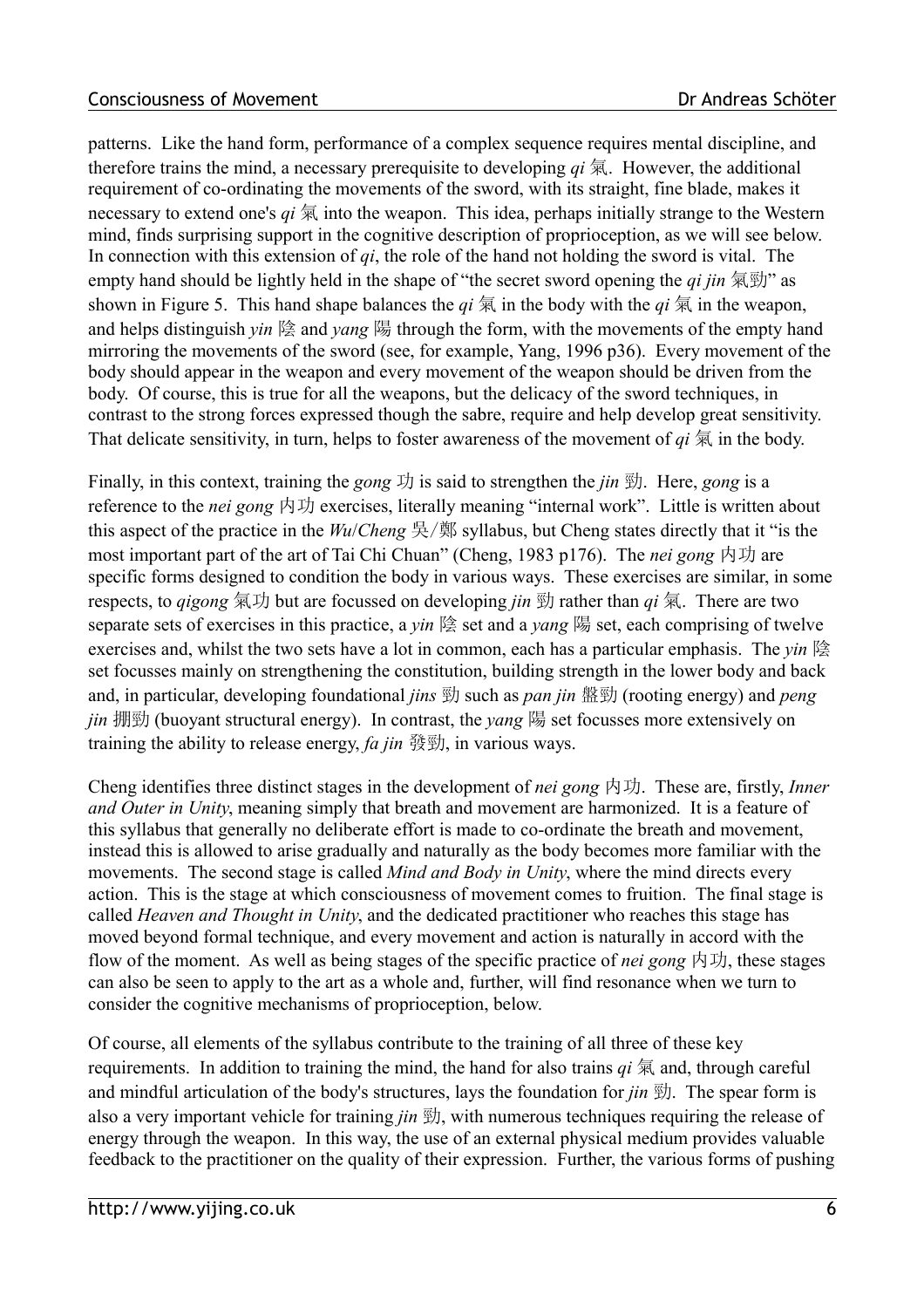patterns. Like the hand form, performance of a complex sequence requires mental discipline, and therefore trains the mind, a necessary prerequisite to developing *qi* 氣. However, the additional requirement of co-ordinating the movements of the sword, with its straight, fine blade, makes it necessary to extend one's *qi* 氣 into the weapon. This idea, perhaps initially strange to the Western mind, finds surprising support in the cognitive description of proprioception, as we will see below. In connection with this extension of *qi*, the role of the hand not holding the sword is vital. The empty hand should be lightly held in the shape of "the secret sword opening the *qi jin* 氣勁" as shown in Figure 5. This hand shape balances the *qi* 氣 in the body with the *qi* 氣 in the weapon, and helps distinguish *yin* 陰 and *yang* 陽 through the form, with the movements of the empty hand mirroring the movements of the sword (see, for example, Yang, 1996 p36). Every movement of the body should appear in the weapon and every movement of the weapon should be driven from the body. Of course, this is true for all the weapons, but the delicacy of the sword techniques, in contrast to the strong forces expressed though the sabre, require and help develop great sensitivity. That delicate sensitivity, in turn, helps to foster awareness of the movement of *qi* 氣 in the body.

Finally, in this context, training the *gong* 功 is said to strengthen the *jin* 勁. Here, *gong* is a reference to the *nei gong* 内功 exercises, literally meaning "internal work". Little is written about this aspect of the practice in the *Wu*/*Cheng* 吳/鄭 syllabus, but Cheng states directly that it "is the most important part of the art of Tai Chi Chuan" (Cheng, 1983 p176). The *nei gong* 内功 are specific forms designed to condition the body in various ways. These exercises are similar, in some respects, to *qigong* 氣功 but are focussed on developing *jin* 勁 rather than *qi* 氣. There are two separate sets of exercises in this practice, a *yin* 陰 set and a *yang* 陽 set, each comprising of twelve exercises and, whilst the two sets have a lot in common, each has a particular emphasis. The *yin* 陰 set focusses mainly on strengthening the constitution, building strength in the lower body and back and, in particular, developing foundational *jins* 勁 such as *pan jin* 盤勁 (rooting energy) and *peng jin* 掤勁 (buoyant structural energy). In contrast, the *yang* 陽 set focusses more extensively on training the ability to release energy, *fa jin* 發勁, in various ways.

Cheng identifies three distinct stages in the development of *nei gong* 内功. These are, firstly, *Inner and Outer in Unity*, meaning simply that breath and movement are harmonized. It is a feature of this syllabus that generally no deliberate effort is made to co-ordinate the breath and movement, instead this is allowed to arise gradually and naturally as the body becomes more familiar with the movements. The second stage is called *Mind and Body in Unity*, where the mind directs every action. This is the stage at which consciousness of movement comes to fruition. The final stage is called *Heaven and Thought in Unity*, and the dedicated practitioner who reaches this stage has moved beyond formal technique, and every movement and action is naturally in accord with the flow of the moment. As well as being stages of the specific practice of *nei gong* 内功, these stages can also be seen to apply to the art as a whole and, further, will find resonance when we turn to consider the cognitive mechanisms of proprioception, below.

Of course, all elements of the syllabus contribute to the training of all three of these key requirements. In addition to training the mind, the hand for also trains *qi* 氣 and, through careful and mindful articulation of the body's structures, lays the foundation for *jin* 勁. The spear form is also a very important vehicle for training *jin* 勁, with numerous techniques requiring the release of energy through the weapon. In this way, the use of an external physical medium provides valuable feedback to the practitioner on the quality of their expression. Further, the various forms of pushing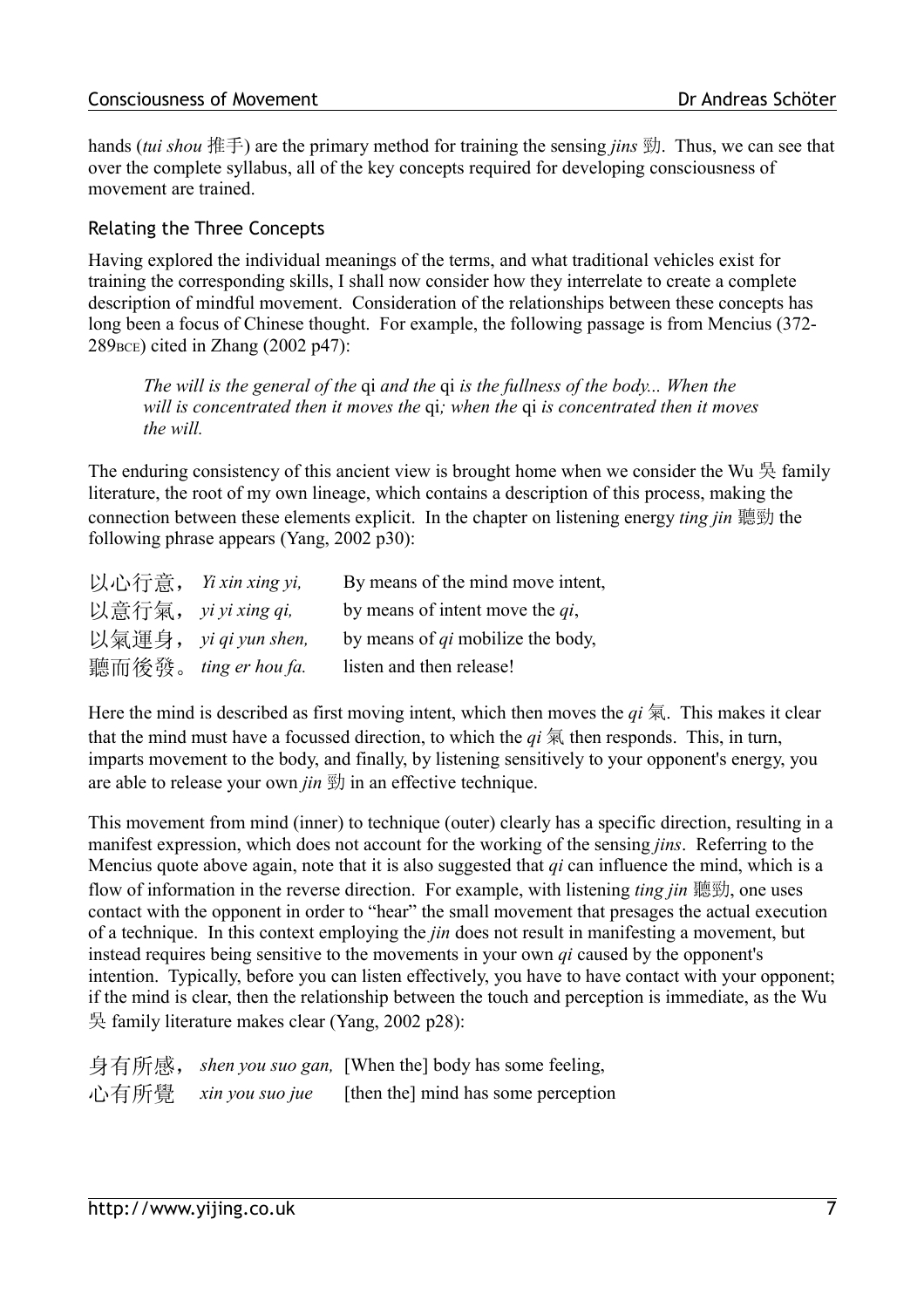hands (*tui shou* 推手) are the primary method for training the sensing *jins* 勁. Thus, we can see that over the complete syllabus, all of the key concepts required for developing consciousness of movement are trained.

## Relating the Three Concepts

Having explored the individual meanings of the terms, and what traditional vehicles exist for training the corresponding skills, I shall now consider how they interrelate to create a complete description of mindful movement. Consideration of the relationships between these concepts has long been a focus of Chinese thought. For example, the following passage is from Mencius (372-289BCE) cited in Zhang (2002 p47):

> *The will is the general of the* qi *and the* qi *is the fullness of the body... When the will is concentrated then it moves the* qi*; when the* qi *is concentrated then it moves the will.*

The enduring consistency of this ancient view is brought home when we consider the Wu 吳 family literature, the root of my own lineage, which contains a description of this process, making the connection between these elements explicit. In the chapter on listening energy *ting jin* 聽勁 the following phrase appears (Yang, 2002 p30):

| | | |
|---|---|---|
| 以心行意， | *Yi xin xing yi,* | By means of the mind move intent, |
| 以意行氣， | *yi yi xing qi,* | by means of intent move the *qi*, |
| 以氣運身， | *yi qi yun shen,* | by means of *qi* mobilize the body, |
| 聽而後發。 | *ting er hou fa.* | listen and then release! |

Here the mind is described as first moving intent, which then moves the *qi* 氣. This makes it clear that the mind must have a focussed direction, to which the *qi* 氣 then responds. This, in turn, imparts movement to the body, and finally, by listening sensitively to your opponent's energy, you are able to release your own *jin* 勁 in an effective technique.

This movement from mind (inner) to technique (outer) clearly has a specific direction, resulting in a manifest expression, which does not account for the working of the sensing *jins*. Referring to the Mencius quote above again, note that it is also suggested that *qi* can influence the mind, which is a flow of information in the reverse direction. For example, with listening *ting jin* 聽勁, one uses contact with the opponent in order to "hear" the small movement that presages the actual execution of a technique. In this context employing the *jin* does not result in manifesting a movement, but instead requires being sensitive to the movements in your own *qi* caused by the opponent's intention. Typically, before you can listen effectively, you have to have contact with your opponent; if the mind is clear, then the relationship between the touch and perception is immediate, as the Wu 吳 family literature makes clear (Yang, 2002 p28):

| | | |
|---|---|---|
| 身有所感， | *shen you suo gan,* | [When the] body has some feeling, |
| 心有所覺 | *xin you suo jue* | [then the] mind has some perception |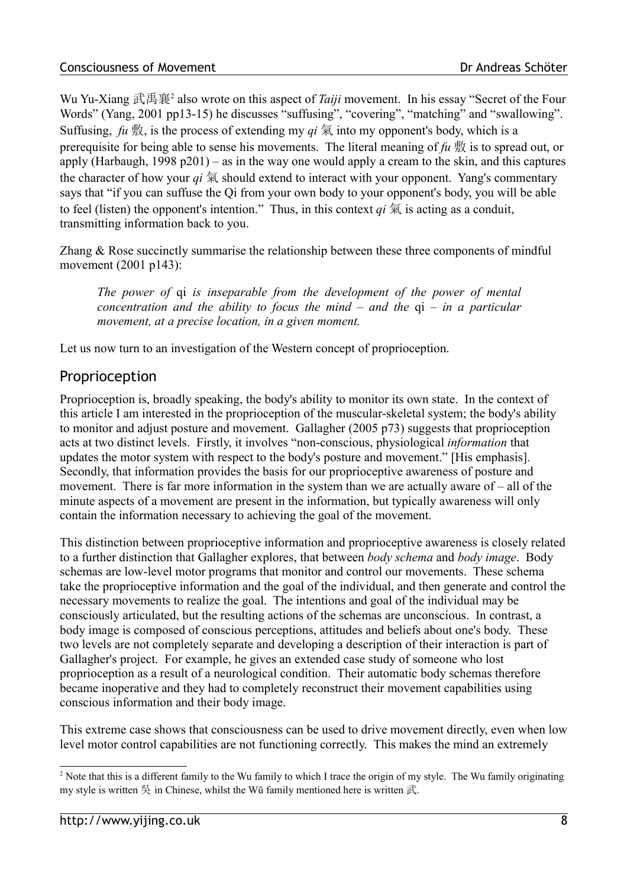Wu Yu-Xiang 武禹襄[2] also wrote on this aspect of *Taiji* movement. In his essay "Secret of the Four Words" (Yang, 2001 pp13-15) he discusses "suffusing", "covering", "matching" and "swallowing". Suffusing, *fu* 敷, is the process of extending my *qi* 氣 into my opponent's body, which is a prerequisite for being able to sense his movements. The literal meaning of *fu* 敷 is to spread out, or apply (Harbaugh, 1998 p201) – as in the way one would apply a cream to the skin, and this captures the character of how your *qi* 氣 should extend to interact with your opponent. Yang's commentary says that "if you can suffuse the Qi from your own body to your opponent's body, you will be able to feel (listen) the opponent's intention." Thus, in this context *qi* 氣 is acting as a conduit, transmitting information back to you.

Zhang & Rose succinctly summarise the relationship between these three components of mindful movement (2001 p143):

> *The power of* qi *is inseparable from the development of the power of mental concentration and the ability to focus the mind – and the* qi *– in a particular movement, at a precise location, in a given moment.*

Let us now turn to an investigation of the Western concept of proprioception.

## Proprioception

Proprioception is, broadly speaking, the body's ability to monitor its own state. In the context of this article I am interested in the proprioception of the muscular-skeletal system; the body's ability to monitor and adjust posture and movement. Gallagher (2005 p73) suggests that proprioception acts at two distinct levels. Firstly, it involves "non-conscious, physiological *information* that updates the motor system with respect to the body's posture and movement." [His emphasis]. Secondly, that information provides the basis for our proprioceptive awareness of posture and movement. There is far more information in the system than we are actually aware of – all of the minute aspects of a movement are present in the information, but typically awareness will only contain the information necessary to achieving the goal of the movement.

This distinction between proprioceptive information and proprioceptive awareness is closely related to a further distinction that Gallagher explores, that between *body schema* and *body image*. Body schemas are low-level motor programs that monitor and control our movements. These schema take the proprioceptive information and the goal of the individual, and then generate and control the necessary movements to realize the goal. The intentions and goal of the individual may be consciously articulated, but the resulting actions of the schemas are unconscious. In contrast, a body image is composed of conscious perceptions, attitudes and beliefs about one's body. These two levels are not completely separate and developing a description of their interaction is part of Gallagher's project. For example, he gives an extended case study of someone who lost proprioception as a result of a neurological condition. Their automatic body schemas therefore became inoperative and they had to completely reconstruct their movement capabilities using conscious information and their body image.

This extreme case shows that consciousness can be used to drive movement directly, even when low level motor control capabilities are not functioning correctly. This makes the mind an extremely

[2] Note that this is a different family to the Wu family to which I trace the origin of my style. The Wu family originating my style is written 吳 in Chinese, whilst the Wŭ family mentioned here is written 武.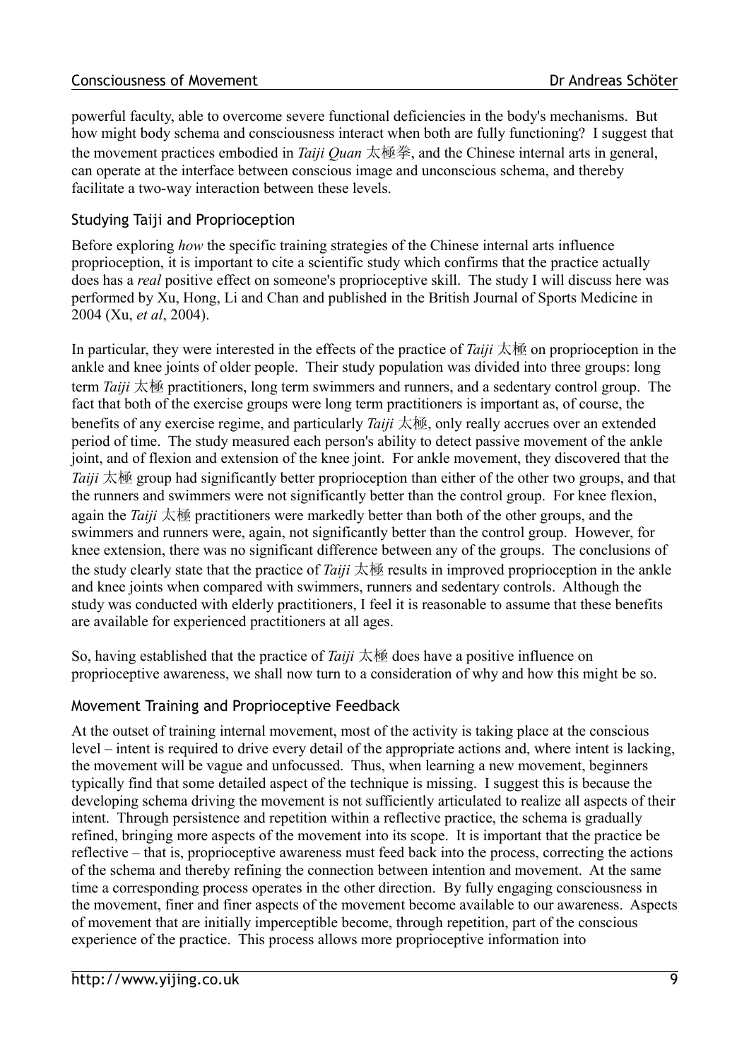powerful faculty, able to overcome severe functional deficiencies in the body's mechanisms. But how might body schema and consciousness interact when both are fully functioning? I suggest that the movement practices embodied in *Taiji Quan* 太極拳, and the Chinese internal arts in general, can operate at the interface between conscious image and unconscious schema, and thereby facilitate a two-way interaction between these levels.

## Studying Taiji and Proprioception

Before exploring *how* the specific training strategies of the Chinese internal arts influence proprioception, it is important to cite a scientific study which confirms that the practice actually does has a *real* positive effect on someone's proprioceptive skill. The study I will discuss here was performed by Xu, Hong, Li and Chan and published in the British Journal of Sports Medicine in 2004 (Xu, *et al*, 2004).

In particular, they were interested in the effects of the practice of *Taiji* 太極 on proprioception in the ankle and knee joints of older people. Their study population was divided into three groups: long term *Taiji* 太極 practitioners, long term swimmers and runners, and a sedentary control group. The fact that both of the exercise groups were long term practitioners is important as, of course, the benefits of any exercise regime, and particularly *Taiji* 太極, only really accrues over an extended period of time. The study measured each person's ability to detect passive movement of the ankle joint, and of flexion and extension of the knee joint. For ankle movement, they discovered that the *Taiji* 太極 group had significantly better proprioception than either of the other two groups, and that the runners and swimmers were not significantly better than the control group. For knee flexion, again the *Taiji* 太極 practitioners were markedly better than both of the other groups, and the swimmers and runners were, again, not significantly better than the control group. However, for knee extension, there was no significant difference between any of the groups. The conclusions of the study clearly state that the practice of *Taiji* 太極 results in improved proprioception in the ankle and knee joints when compared with swimmers, runners and sedentary controls. Although the study was conducted with elderly practitioners, I feel it is reasonable to assume that these benefits are available for experienced practitioners at all ages.

So, having established that the practice of *Taiji* 太極 does have a positive influence on proprioceptive awareness, we shall now turn to a consideration of why and how this might be so.

## Movement Training and Proprioceptive Feedback

At the outset of training internal movement, most of the activity is taking place at the conscious level – intent is required to drive every detail of the appropriate actions and, where intent is lacking, the movement will be vague and unfocussed. Thus, when learning a new movement, beginners typically find that some detailed aspect of the technique is missing. I suggest this is because the developing schema driving the movement is not sufficiently articulated to realize all aspects of their intent. Through persistence and repetition within a reflective practice, the schema is gradually refined, bringing more aspects of the movement into its scope. It is important that the practice be reflective – that is, proprioceptive awareness must feed back into the process, correcting the actions of the schema and thereby refining the connection between intention and movement. At the same time a corresponding process operates in the other direction. By fully engaging consciousness in the movement, finer and finer aspects of the movement become available to our awareness. Aspects of movement that are initially imperceptible become, through repetition, part of the conscious experience of the practice. This process allows more proprioceptive information into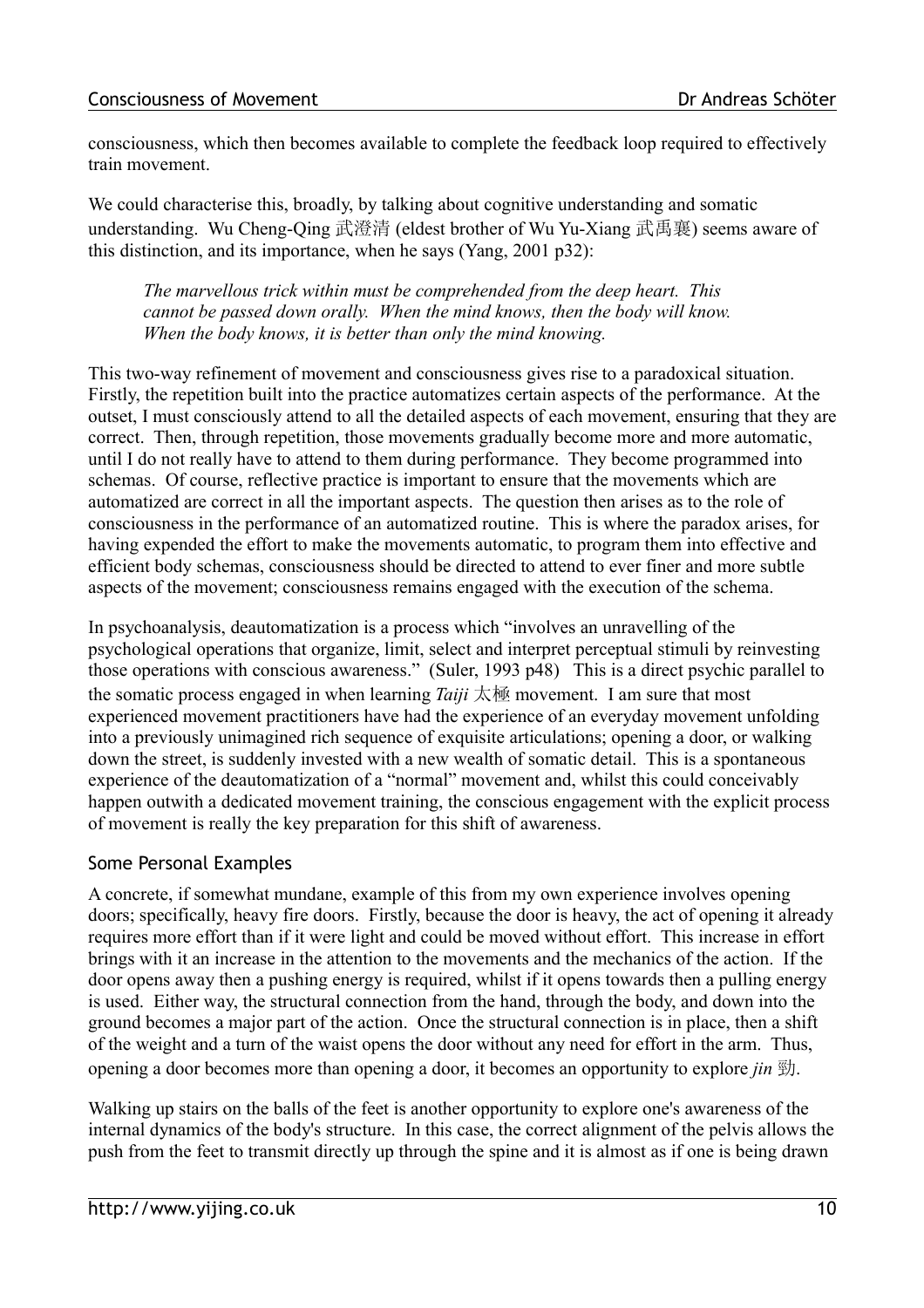consciousness, which then becomes available to complete the feedback loop required to effectively train movement.

We could characterise this, broadly, by talking about cognitive understanding and somatic understanding. Wu Cheng-Qing 武澄清 (eldest brother of Wu Yu-Xiang 武禹襄) seems aware of this distinction, and its importance, when he says (Yang, 2001 p32):

> *The marvellous trick within must be comprehended from the deep heart. This cannot be passed down orally. When the mind knows, then the body will know. When the body knows, it is better than only the mind knowing.*

This two-way refinement of movement and consciousness gives rise to a paradoxical situation. Firstly, the repetition built into the practice automatizes certain aspects of the performance. At the outset, I must consciously attend to all the detailed aspects of each movement, ensuring that they are correct. Then, through repetition, those movements gradually become more and more automatic, until I do not really have to attend to them during performance. They become programmed into schemas. Of course, reflective practice is important to ensure that the movements which are automatized are correct in all the important aspects. The question then arises as to the role of consciousness in the performance of an automatized routine. This is where the paradox arises, for having expended the effort to make the movements automatic, to program them into effective and efficient body schemas, consciousness should be directed to attend to ever finer and more subtle aspects of the movement; consciousness remains engaged with the execution of the schema.

In psychoanalysis, deautomatization is a process which "involves an unravelling of the psychological operations that organize, limit, select and interpret perceptual stimuli by reinvesting those operations with conscious awareness." (Suler, 1993 p48) This is a direct psychic parallel to the somatic process engaged in when learning *Taiji* 太極 movement. I am sure that most experienced movement practitioners have had the experience of an everyday movement unfolding into a previously unimagined rich sequence of exquisite articulations; opening a door, or walking down the street, is suddenly invested with a new wealth of somatic detail. This is a spontaneous experience of the deautomatization of a "normal" movement and, whilst this could conceivably happen outwith a dedicated movement training, the conscious engagement with the explicit process of movement is really the key preparation for this shift of awareness.

## Some Personal Examples

A concrete, if somewhat mundane, example of this from my own experience involves opening doors; specifically, heavy fire doors. Firstly, because the door is heavy, the act of opening it already requires more effort than if it were light and could be moved without effort. This increase in effort brings with it an increase in the attention to the movements and the mechanics of the action. If the door opens away then a pushing energy is required, whilst if it opens towards then a pulling energy is used. Either way, the structural connection from the hand, through the body, and down into the ground becomes a major part of the action. Once the structural connection is in place, then a shift of the weight and a turn of the waist opens the door without any need for effort in the arm. Thus, opening a door becomes more than opening a door, it becomes an opportunity to explore *jin* 勁.

Walking up stairs on the balls of the feet is another opportunity to explore one's awareness of the internal dynamics of the body's structure. In this case, the correct alignment of the pelvis allows the push from the feet to transmit directly up through the spine and it is almost as if one is being drawn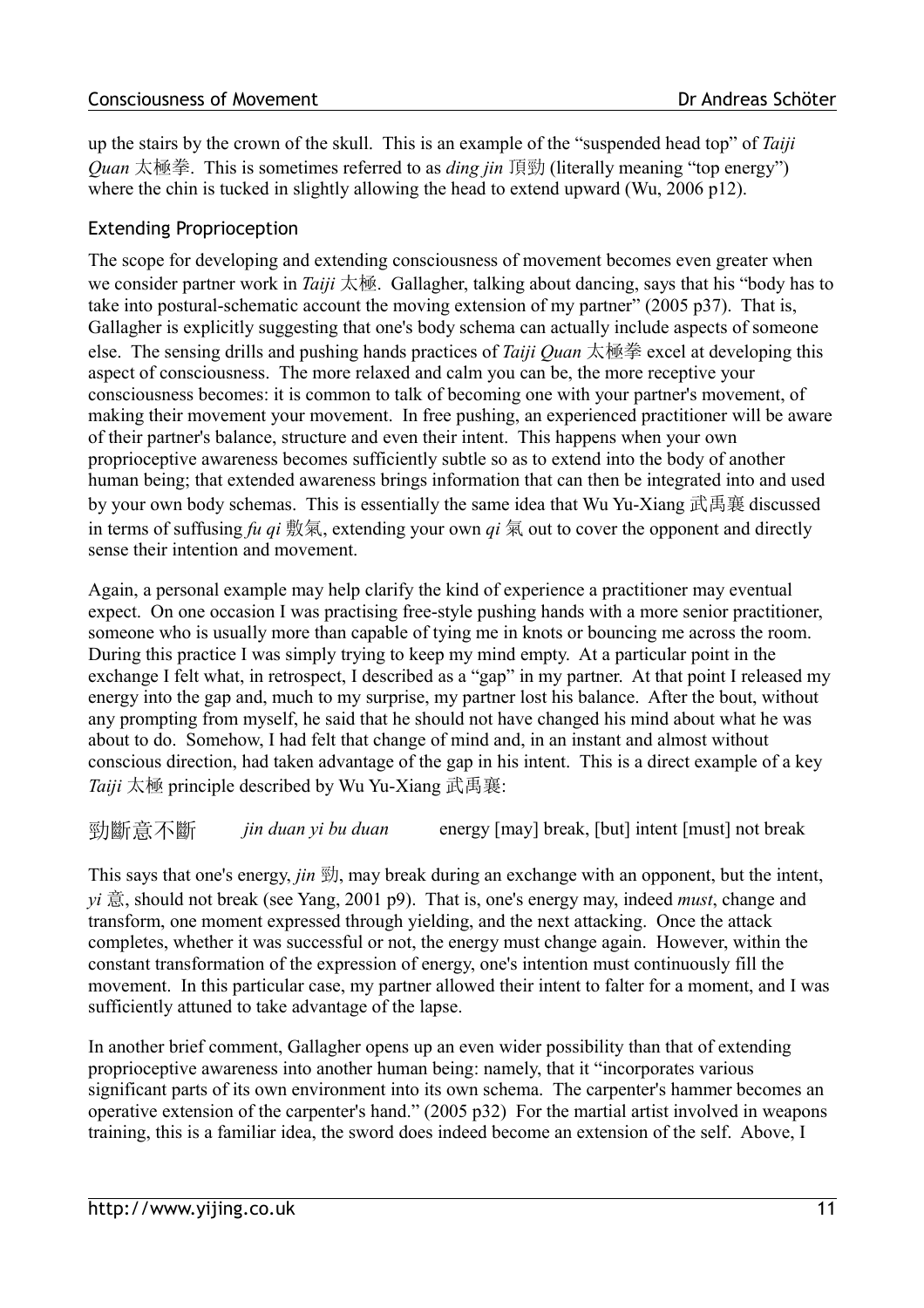up the stairs by the crown of the skull. This is an example of the "suspended head top" of *Taiji Quan* 太極拳. This is sometimes referred to as *ding jin* 頂勁 (literally meaning "top energy") where the chin is tucked in slightly allowing the head to extend upward (Wu, 2006 p12).

## Extending Proprioception

The scope for developing and extending consciousness of movement becomes even greater when we consider partner work in *Taiji* 太極. Gallagher, talking about dancing, says that his "body has to take into postural-schematic account the moving extension of my partner" (2005 p37). That is, Gallagher is explicitly suggesting that one's body schema can actually include aspects of someone else. The sensing drills and pushing hands practices of *Taiji Quan* 太極拳 excel at developing this aspect of consciousness. The more relaxed and calm you can be, the more receptive your consciousness becomes: it is common to talk of becoming one with your partner's movement, of making their movement your movement. In free pushing, an experienced practitioner will be aware of their partner's balance, structure and even their intent. This happens when your own proprioceptive awareness becomes sufficiently subtle so as to extend into the body of another human being; that extended awareness brings information that can then be integrated into and used by your own body schemas. This is essentially the same idea that Wu Yu-Xiang 武禹襄 discussed in terms of suffusing *fu qi* 敷氣, extending your own *qi* 氣 out to cover the opponent and directly sense their intention and movement.

Again, a personal example may help clarify the kind of experience a practitioner may eventual expect. On one occasion I was practising free-style pushing hands with a more senior practitioner, someone who is usually more than capable of tying me in knots or bouncing me across the room. During this practice I was simply trying to keep my mind empty. At a particular point in the exchange I felt what, in retrospect, I described as a "gap" in my partner. At that point I released my energy into the gap and, much to my surprise, my partner lost his balance. After the bout, without any prompting from myself, he said that he should not have changed his mind about what he was about to do. Somehow, I had felt that change of mind and, in an instant and almost without conscious direction, had taken advantage of the gap in his intent. This is a direct example of a key *Taiji* 太極 principle described by Wu Yu-Xiang 武禹襄:

勁斷意不斷 *jin duan yi bu duan* energy [may] break, [but] intent [must] not break

This says that one's energy, *jin* 勁, may break during an exchange with an opponent, but the intent, *yi* 意, should not break (see Yang, 2001 p9). That is, one's energy may, indeed *must*, change and transform, one moment expressed through yielding, and the next attacking. Once the attack completes, whether it was successful or not, the energy must change again. However, within the constant transformation of the expression of energy, one's intention must continuously fill the movement. In this particular case, my partner allowed their intent to falter for a moment, and I was sufficiently attuned to take advantage of the lapse.

In another brief comment, Gallagher opens up an even wider possibility than that of extending proprioceptive awareness into another human being: namely, that it "incorporates various significant parts of its own environment into its own schema. The carpenter's hammer becomes an operative extension of the carpenter's hand." (2005 p32) For the martial artist involved in weapons training, this is a familiar idea, the sword does indeed become an extension of the self. Above, I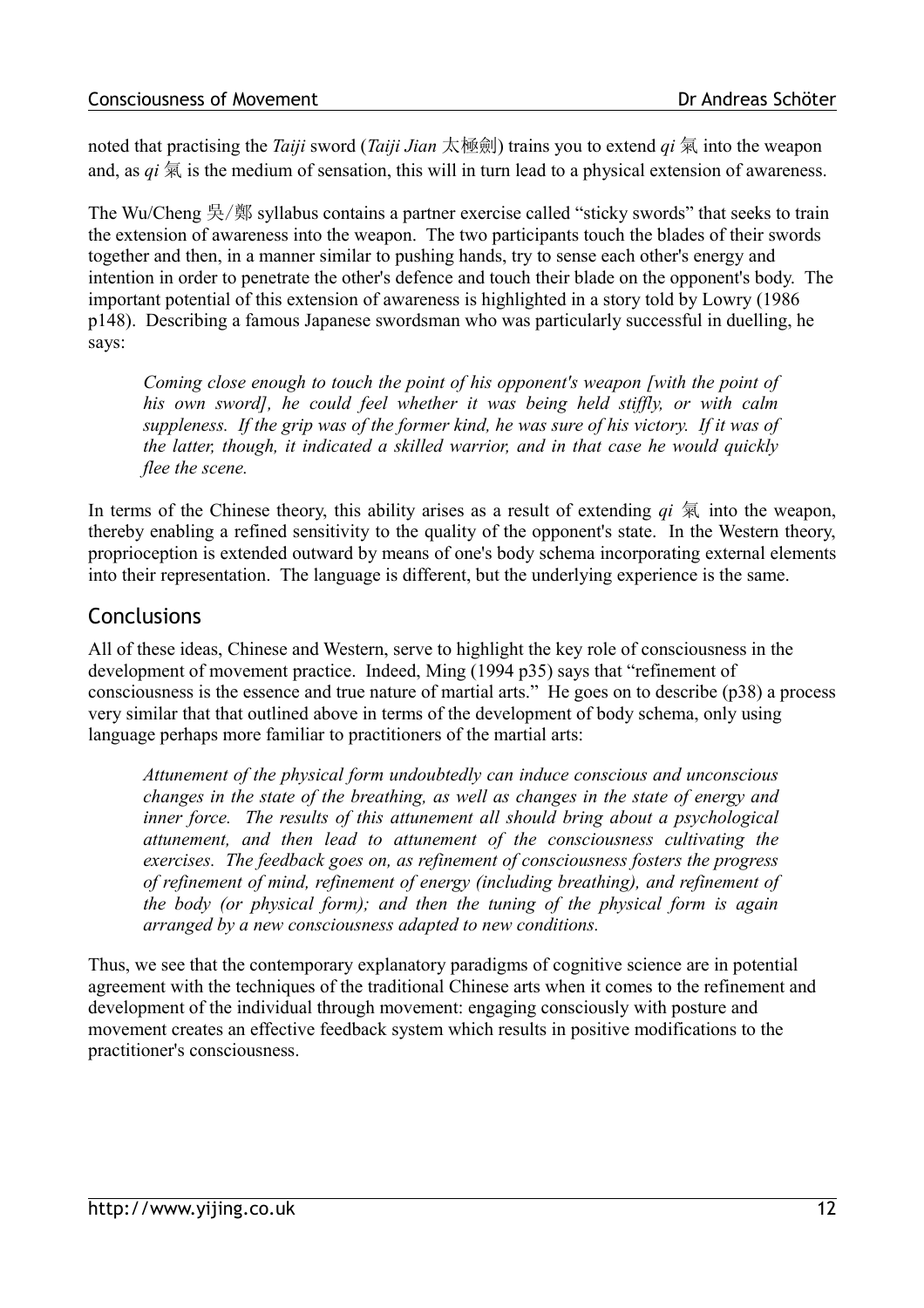noted that practising the *Taiji* sword (*Taiji Jian* 太極劍) trains you to extend *qi* 氣 into the weapon and, as *qi* 氣 is the medium of sensation, this will in turn lead to a physical extension of awareness.

The Wu/Cheng 吳/鄭 syllabus contains a partner exercise called "sticky swords" that seeks to train the extension of awareness into the weapon. The two participants touch the blades of their swords together and then, in a manner similar to pushing hands, try to sense each other's energy and intention in order to penetrate the other's defence and touch their blade on the opponent's body. The important potential of this extension of awareness is highlighted in a story told by Lowry (1986 p148). Describing a famous Japanese swordsman who was particularly successful in duelling, he says:

> *Coming close enough to touch the point of his opponent's weapon [with the point of his own sword], he could feel whether it was being held stiffly, or with calm suppleness. If the grip was of the former kind, he was sure of his victory. If it was of the latter, though, it indicated a skilled warrior, and in that case he would quickly flee the scene.*

In terms of the Chinese theory, this ability arises as a result of extending *qi* 氣 into the weapon, thereby enabling a refined sensitivity to the quality of the opponent's state. In the Western theory, proprioception is extended outward by means of one's body schema incorporating external elements into their representation. The language is different, but the underlying experience is the same.

## Conclusions

All of these ideas, Chinese and Western, serve to highlight the key role of consciousness in the development of movement practice. Indeed, Ming (1994 p35) says that "refinement of consciousness is the essence and true nature of martial arts." He goes on to describe (p38) a process very similar that that outlined above in terms of the development of body schema, only using language perhaps more familiar to practitioners of the martial arts:

> *Attunement of the physical form undoubtedly can induce conscious and unconscious changes in the state of the breathing, as well as changes in the state of energy and inner force. The results of this attunement all should bring about a psychological attunement, and then lead to attunement of the consciousness cultivating the exercises. The feedback goes on, as refinement of consciousness fosters the progress of refinement of mind, refinement of energy (including breathing), and refinement of the body (or physical form); and then the tuning of the physical form is again arranged by a new consciousness adapted to new conditions.*

Thus, we see that the contemporary explanatory paradigms of cognitive science are in potential agreement with the techniques of the traditional Chinese arts when it comes to the refinement and development of the individual through movement: engaging consciously with posture and movement creates an effective feedback system which results in positive modifications to the practitioner's consciousness.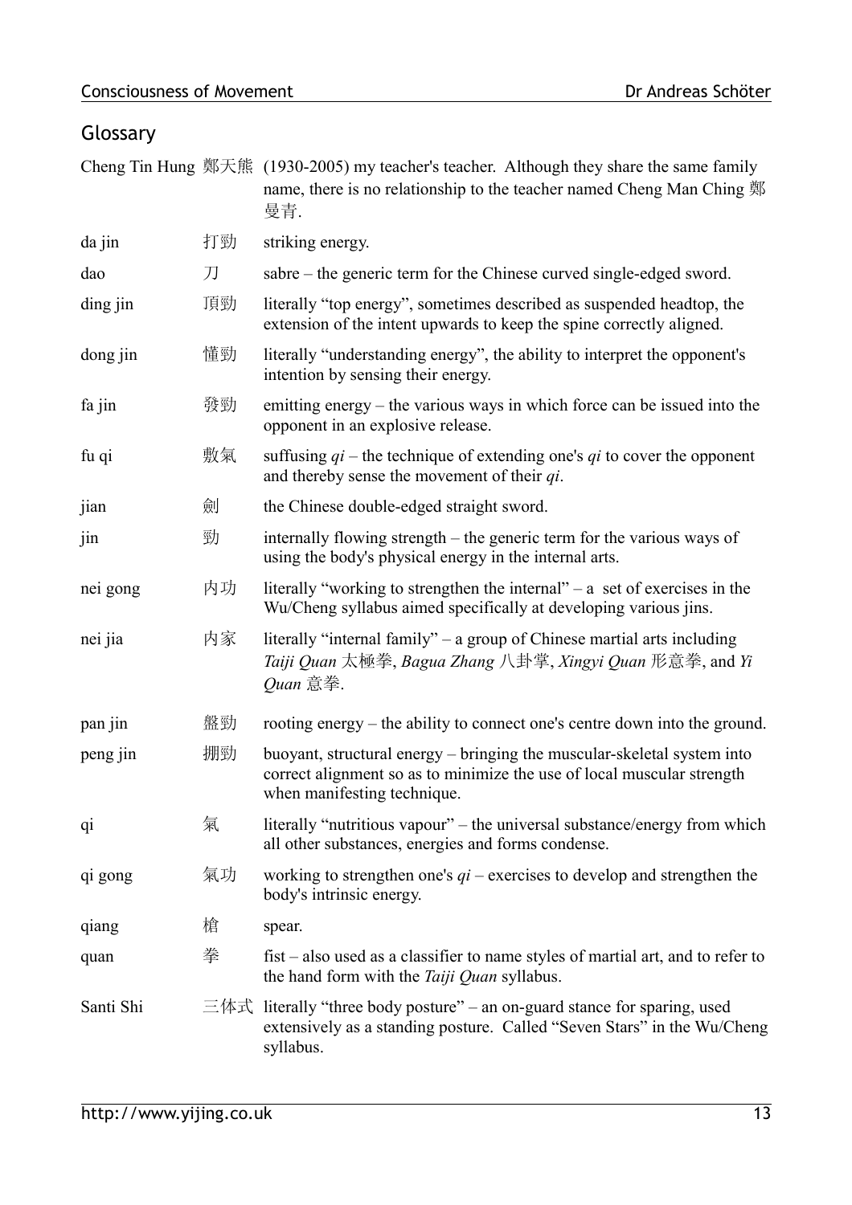## Glossary

| | | |
|---|---|---|
| Cheng Tin Hung | 鄭天熊 | (1930-2005) my teacher's teacher. Although they share the same family name, there is no relationship to the teacher named Cheng Man Ching 鄭曼青. |
| da jin | 打勁 | striking energy. |
| dao | 刀 | sabre – the generic term for the Chinese curved single-edged sword. |
| ding jin | 頂勁 | literally "top energy", sometimes described as suspended headtop, the extension of the intent upwards to keep the spine correctly aligned. |
| dong jin | 懂勁 | literally "understanding energy", the ability to interpret the opponent's intention by sensing their energy. |
| fa jin | 發勁 | emitting energy – the various ways in which force can be issued into the opponent in an explosive release. |
| fu qi | 敷氣 | suffusing *qi* – the technique of extending one's *qi* to cover the opponent and thereby sense the movement of their *qi*. |
| jian | 劍 | the Chinese double-edged straight sword. |
| jin | 勁 | internally flowing strength – the generic term for the various ways of using the body's physical energy in the internal arts. |
| nei gong | 内功 | literally "working to strengthen the internal" – a set of exercises in the Wu/Cheng syllabus aimed specifically at developing various jins. |
| nei jia | 内家 | literally "internal family" – a group of Chinese martial arts including *Taiji Quan* 太極拳, *Bagua Zhang* 八卦掌, *Xingyi Quan* 形意拳, and *Yi Quan* 意拳. |
| pan jin | 盤勁 | rooting energy – the ability to connect one's centre down into the ground. |
| peng jin | 掤勁 | buoyant, structural energy – bringing the muscular-skeletal system into correct alignment so as to minimize the use of local muscular strength when manifesting technique. |
| qi | 氣 | literally "nutritious vapour" – the universal substance/energy from which all other substances, energies and forms condense. |
| qi gong | 氣功 | working to strengthen one's *qi* – exercises to develop and strengthen the body's intrinsic energy. |
| qiang | 槍 | spear. |
| quan | 拳 | fist – also used as a classifier to name styles of martial art, and to refer to the hand form with the *Taiji Quan* syllabus. |
| Santi Shi | 三体式 | literally "three body posture" – an on-guard stance for sparing, used extensively as a standing posture. Called "Seven Stars" in the Wu/Cheng syllabus. |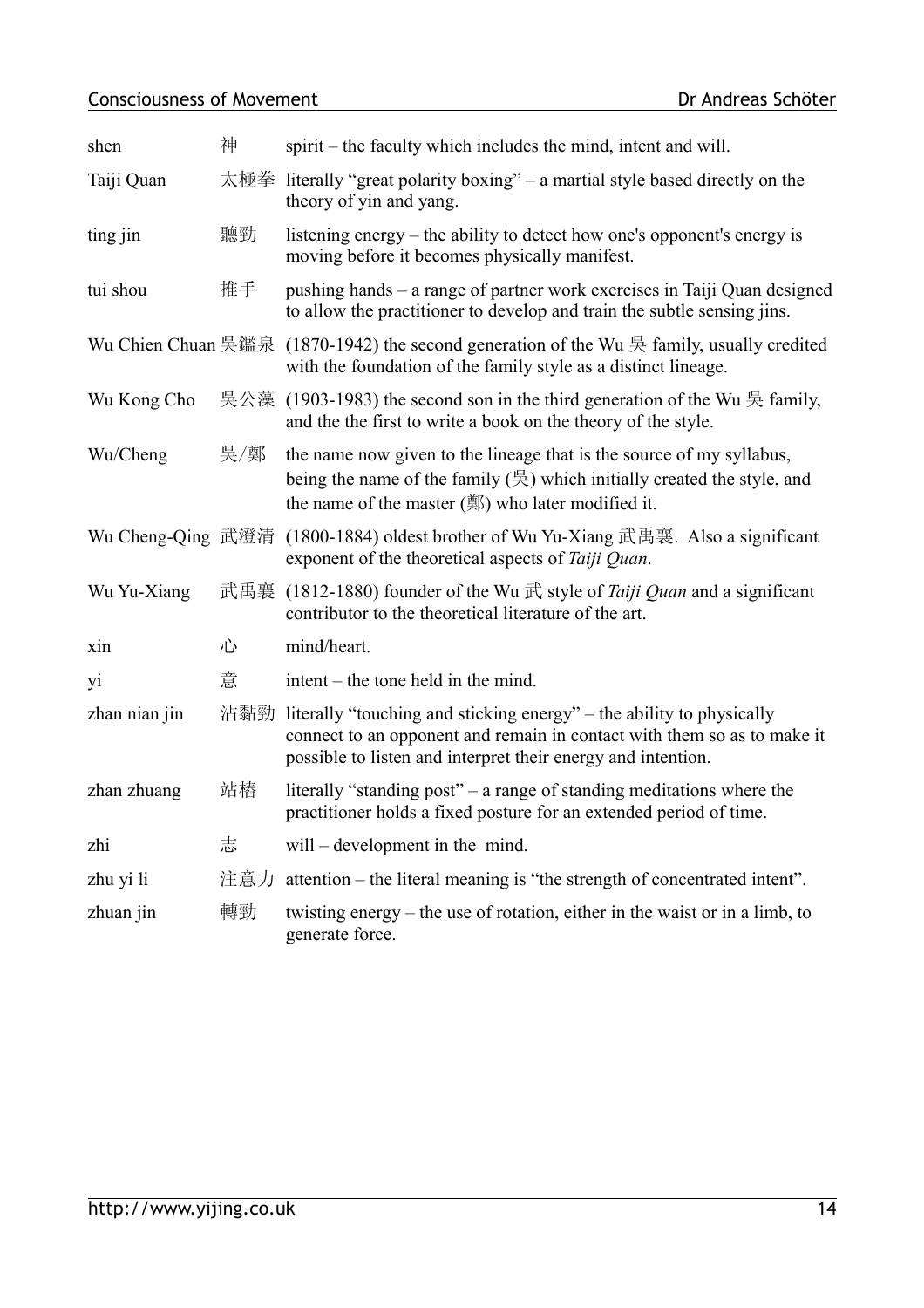| | | |
|---|---|---|
| shen | 神 | spirit – the faculty which includes the mind, intent and will. |
| Taiji Quan | 太極拳 | literally "great polarity boxing" – a martial style based directly on the theory of yin and yang. |
| ting jin | 聽勁 | listening energy – the ability to detect how one's opponent's energy is moving before it becomes physically manifest. |
| tui shou | 推手 | pushing hands – a range of partner work exercises in Taiji Quan designed to allow the practitioner to develop and train the subtle sensing jins. |
| Wu Chien Chuan | 吳鑑泉 | (1870-1942) the second generation of the Wu 吳 family, usually credited with the foundation of the family style as a distinct lineage. |
| Wu Kong Cho | 吳公藻 | (1903-1983) the second son in the third generation of the Wu 吳 family, and the the first to write a book on the theory of the style. |
| Wu/Cheng | 吳/鄭 | the name now given to the lineage that is the source of my syllabus, being the name of the family (吳) which initially created the style, and the name of the master (鄭) who later modified it. |
| Wu Cheng-Qing | 武澄清 | (1800-1884) oldest brother of Wu Yu-Xiang 武禹襄. Also a significant exponent of the theoretical aspects of *Taiji Quan*. |
| Wu Yu-Xiang | 武禹襄 | (1812-1880) founder of the Wu 武 style of *Taiji Quan* and a significant contributor to the theoretical literature of the art. |
| xin | 心 | mind/heart. |
| yi | 意 | intent – the tone held in the mind. |
| zhan nian jin | 沾黏勁 | literally "touching and sticking energy" – the ability to physically connect to an opponent and remain in contact with them so as to make it possible to listen and interpret their energy and intention. |
| zhan zhuang | 站樁 | literally "standing post" – a range of standing meditations where the practitioner holds a fixed posture for an extended period of time. |
| zhi | 志 | will – development in the mind. |
| zhu yi li | 注意力 | attention – the literal meaning is "the strength of concentrated intent". |
| zhuan jin | 轉勁 | twisting energy – the use of rotation, either in the waist or in a limb, to generate force. |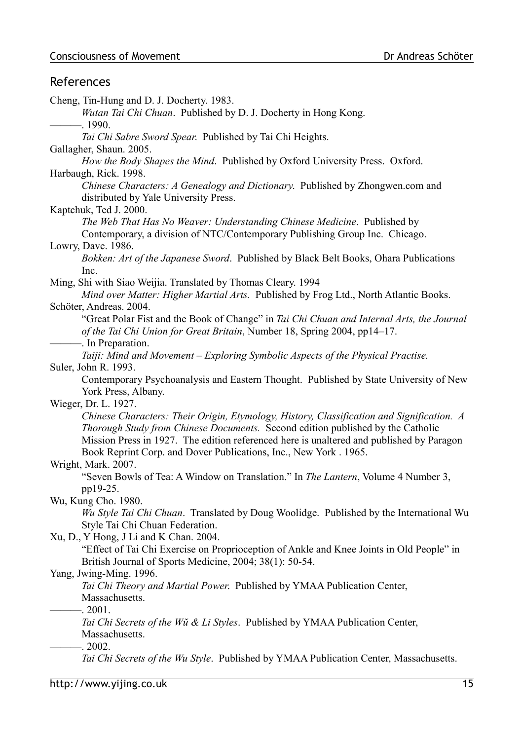## References

Cheng, Tin-Hung and D. J. Docherty. 1983.
    *Wutan Tai Chi Chuan*. Published by D. J. Docherty in Hong Kong.

———. 1990.
    *Tai Chi Sabre Sword Spear.* Published by Tai Chi Heights.

Gallagher, Shaun. 2005.
    *How the Body Shapes the Mind*. Published by Oxford University Press. Oxford.

Harbaugh, Rick. 1998.
    *Chinese Characters: A Genealogy and Dictionary*. Published by Zhongwen.com and distributed by Yale University Press.

Kaptchuk, Ted J. 2000.
    *The Web That Has No Weaver: Understanding Chinese Medicine*. Published by Contemporary, a division of NTC/Contemporary Publishing Group Inc. Chicago.

Lowry, Dave. 1986.
    *Bokken: Art of the Japanese Sword*. Published by Black Belt Books, Ohara Publications Inc.

Ming, Shi with Siao Weijia. Translated by Thomas Cleary. 1994
    *Mind over Matter: Higher Martial Arts.* Published by Frog Ltd., North Atlantic Books.

Schöter, Andreas. 2004.
    "Great Polar Fist and the Book of Change" in *Tai Chi Chuan and Internal Arts, the Journal of the Tai Chi Union for Great Britain*, Number 18, Spring 2004, pp14–17.

———. In Preparation.
    *Taiji: Mind and Movement – Exploring Symbolic Aspects of the Physical Practise.*

Suler, John R. 1993.
    Contemporary Psychoanalysis and Eastern Thought. Published by State University of New York Press, Albany.

Wieger, Dr. L. 1927.
    *Chinese Characters: Their Origin, Etymology, History, Classification and Signification. A Thorough Study from Chinese Documents.* Second edition published by the Catholic Mission Press in 1927. The edition referenced here is unaltered and published by Paragon Book Reprint Corp. and Dover Publications, Inc., New York . 1965.

Wright, Mark. 2007.
    "Seven Bowls of Tea: A Window on Translation." In *The Lantern*, Volume 4 Number 3, pp19-25.

Wu, Kung Cho. 1980.
    *Wu Style Tai Chi Chuan*. Translated by Doug Woolidge. Published by the International Wu Style Tai Chi Chuan Federation.

Xu, D., Y Hong, J Li and K Chan. 2004.
    "Effect of Tai Chi Exercise on Proprioception of Ankle and Knee Joints in Old People" in British Journal of Sports Medicine, 2004; 38(1): 50-54.

Yang, Jwing-Ming. 1996.
    *Tai Chi Theory and Martial Power.* Published by YMAA Publication Center, Massachusetts.

———. 2001.
    *Tai Chi Secrets of the Wǔ & Li Styles*. Published by YMAA Publication Center, Massachusetts.

———. 2002.
    *Tai Chi Secrets of the Wu Style*. Published by YMAA Publication Center, Massachusetts.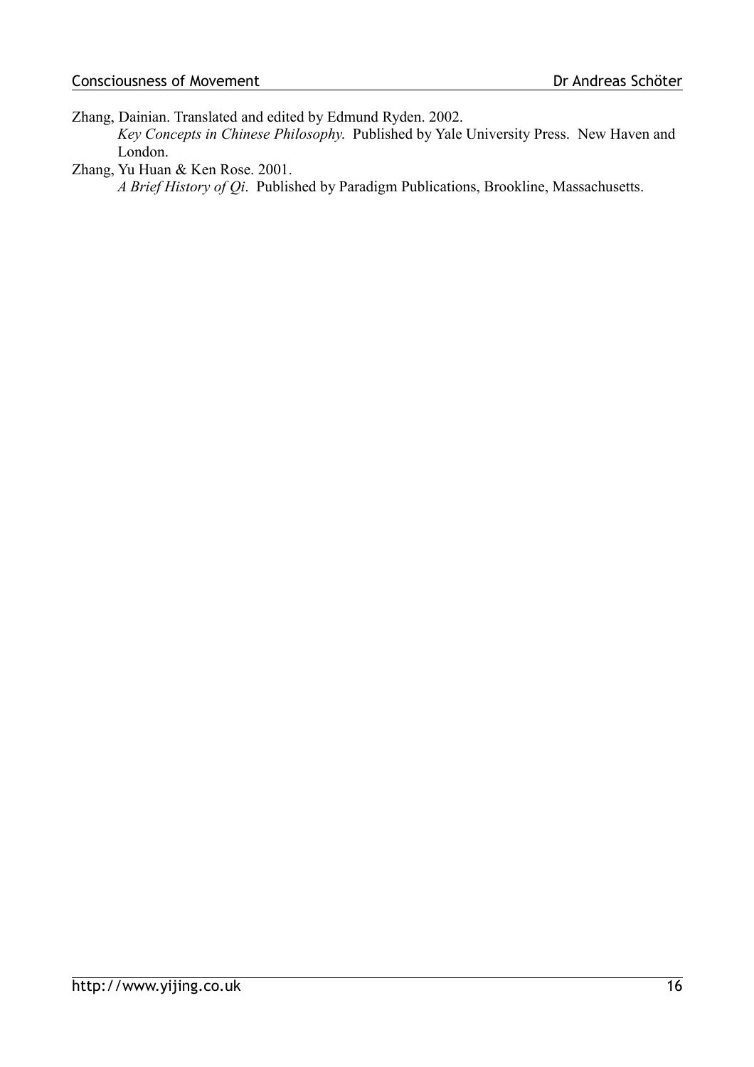Zhang, Dainian. Translated and edited by Edmund Ryden. 2002.
*Key Concepts in Chinese Philosophy.* Published by Yale University Press. New Haven and London.

Zhang, Yu Huan & Ken Rose. 2001.
*A Brief History of Qi*. Published by Paradigm Publications, Brookline, Massachusetts.